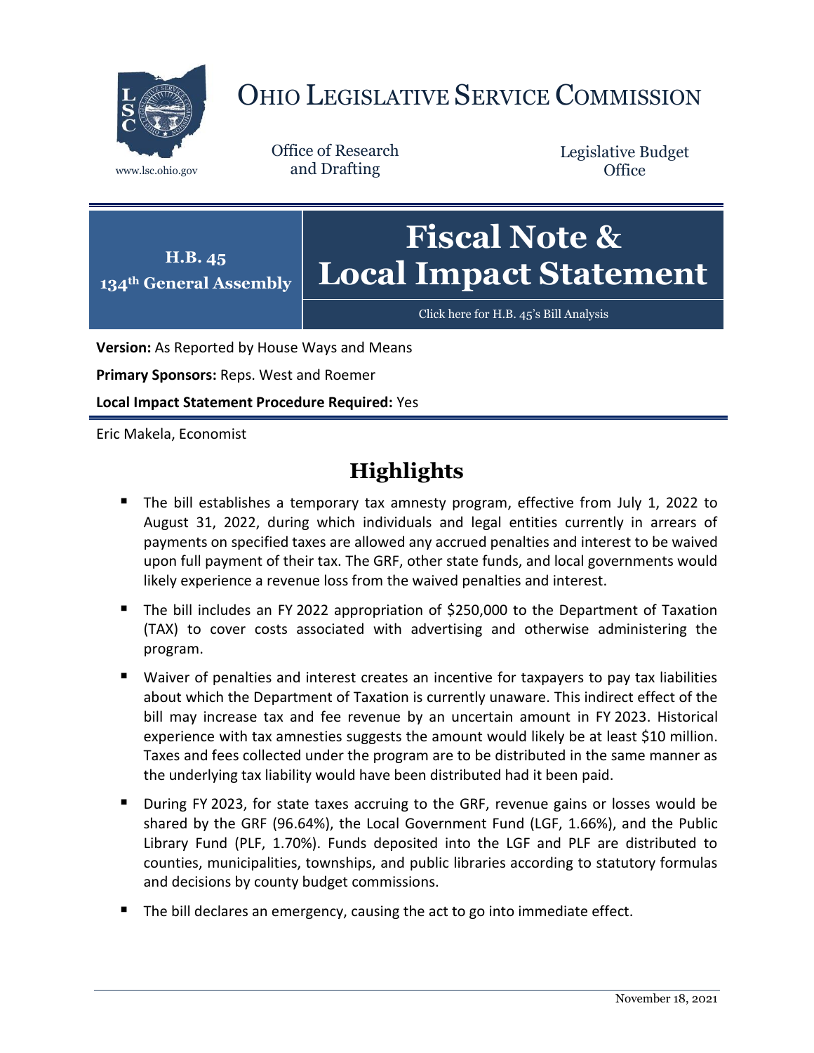# OHIO LEGISLATIVE SERVICE COMMISSION

www.lsc.ohio.gov

Office of Research and Drafting

Legislative Budget Office

**H.B. 45**
**134th General Assembly**

# Fiscal Note & Local Impact Statement

Click here for H.B. 45's Bill Analysis

**Version:** As Reported by House Ways and Means

**Primary Sponsors:** Reps. West and Roemer

**Local Impact Statement Procedure Required:** Yes

Eric Makela, Economist

## Highlights

- The bill establishes a temporary tax amnesty program, effective from July 1, 2022 to August 31, 2022, during which individuals and legal entities currently in arrears of payments on specified taxes are allowed any accrued penalties and interest to be waived upon full payment of their tax. The GRF, other state funds, and local governments would likely experience a revenue loss from the waived penalties and interest.
- The bill includes an FY 2022 appropriation of $250,000 to the Department of Taxation (TAX) to cover costs associated with advertising and otherwise administering the program.
- Waiver of penalties and interest creates an incentive for taxpayers to pay tax liabilities about which the Department of Taxation is currently unaware. This indirect effect of the bill may increase tax and fee revenue by an uncertain amount in FY 2023. Historical experience with tax amnesties suggests the amount would likely be at least $10 million. Taxes and fees collected under the program are to be distributed in the same manner as the underlying tax liability would have been distributed had it been paid.
- During FY 2023, for state taxes accruing to the GRF, revenue gains or losses would be shared by the GRF (96.64%), the Local Government Fund (LGF, 1.66%), and the Public Library Fund (PLF, 1.70%). Funds deposited into the LGF and PLF are distributed to counties, municipalities, townships, and public libraries according to statutory formulas and decisions by county budget commissions.
- The bill declares an emergency, causing the act to go into immediate effect.

November 18, 2021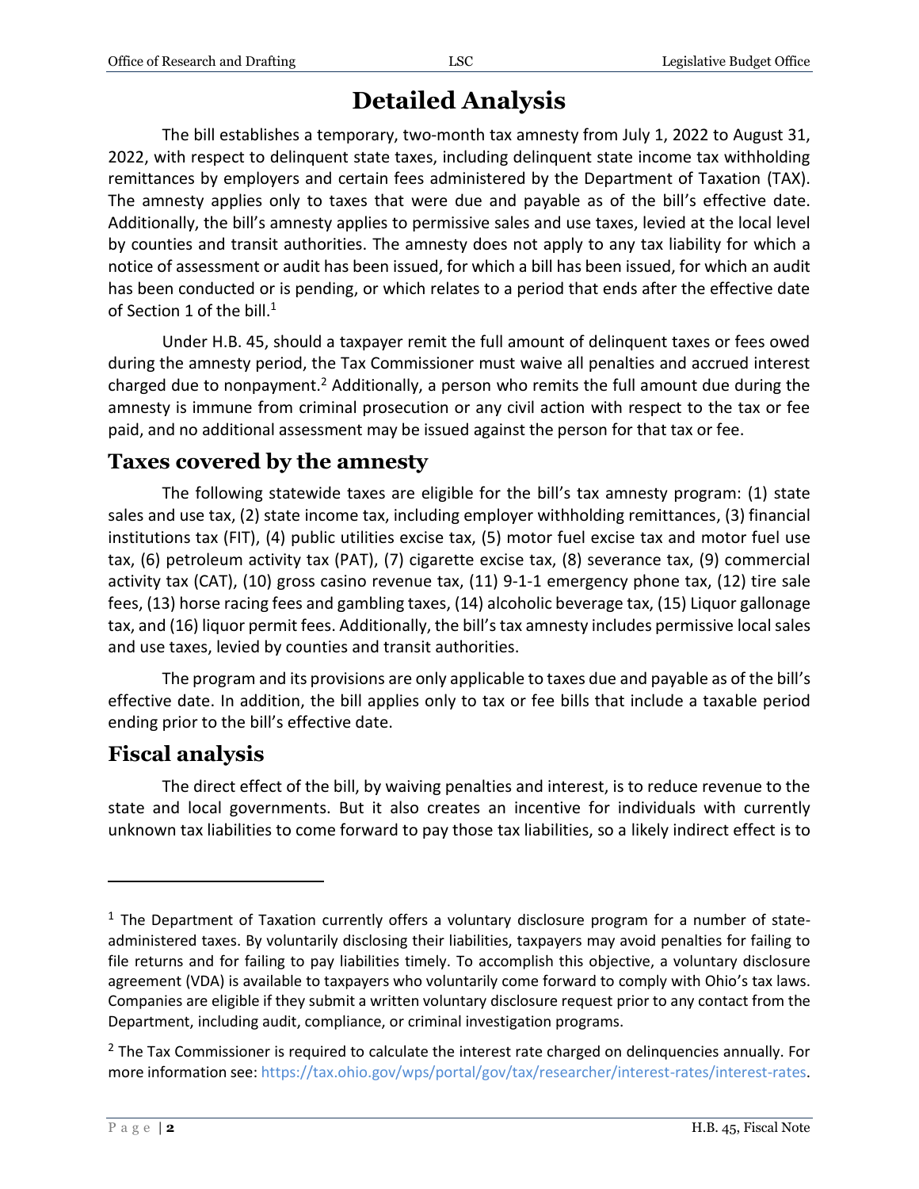# Detailed Analysis

The bill establishes a temporary, two-month tax amnesty from July 1, 2022 to August 31, 2022, with respect to delinquent state taxes, including delinquent state income tax withholding remittances by employers and certain fees administered by the Department of Taxation (TAX). The amnesty applies only to taxes that were due and payable as of the bill's effective date. Additionally, the bill's amnesty applies to permissive sales and use taxes, levied at the local level by counties and transit authorities. The amnesty does not apply to any tax liability for which a notice of assessment or audit has been issued, for which a bill has been issued, for which an audit has been conducted or is pending, or which relates to a period that ends after the effective date of Section 1 of the bill.[1]

Under H.B. 45, should a taxpayer remit the full amount of delinquent taxes or fees owed during the amnesty period, the Tax Commissioner must waive all penalties and accrued interest charged due to nonpayment.[2] Additionally, a person who remits the full amount due during the amnesty is immune from criminal prosecution or any civil action with respect to the tax or fee paid, and no additional assessment may be issued against the person for that tax or fee.

## Taxes covered by the amnesty

The following statewide taxes are eligible for the bill's tax amnesty program: (1) state sales and use tax, (2) state income tax, including employer withholding remittances, (3) financial institutions tax (FIT), (4) public utilities excise tax, (5) motor fuel excise tax and motor fuel use tax, (6) petroleum activity tax (PAT), (7) cigarette excise tax, (8) severance tax, (9) commercial activity tax (CAT), (10) gross casino revenue tax, (11) 9-1-1 emergency phone tax, (12) tire sale fees, (13) horse racing fees and gambling taxes, (14) alcoholic beverage tax, (15) Liquor gallonage tax, and (16) liquor permit fees. Additionally, the bill's tax amnesty includes permissive local sales and use taxes, levied by counties and transit authorities.

The program and its provisions are only applicable to taxes due and payable as of the bill's effective date. In addition, the bill applies only to tax or fee bills that include a taxable period ending prior to the bill's effective date.

## Fiscal analysis

The direct effect of the bill, by waiving penalties and interest, is to reduce revenue to the state and local governments. But it also creates an incentive for individuals with currently unknown tax liabilities to come forward to pay those tax liabilities, so a likely indirect effect is to

---

[1] The Department of Taxation currently offers a voluntary disclosure program for a number of state-administered taxes. By voluntarily disclosing their liabilities, taxpayers may avoid penalties for failing to file returns and for failing to pay liabilities timely. To accomplish this objective, a voluntary disclosure agreement (VDA) is available to taxpayers who voluntarily come forward to comply with Ohio's tax laws. Companies are eligible if they submit a written voluntary disclosure request prior to any contact from the Department, including audit, compliance, or criminal investigation programs.

[2] The Tax Commissioner is required to calculate the interest rate charged on delinquencies annually. For more information see: https://tax.ohio.gov/wps/portal/gov/tax/researcher/interest-rates/interest-rates.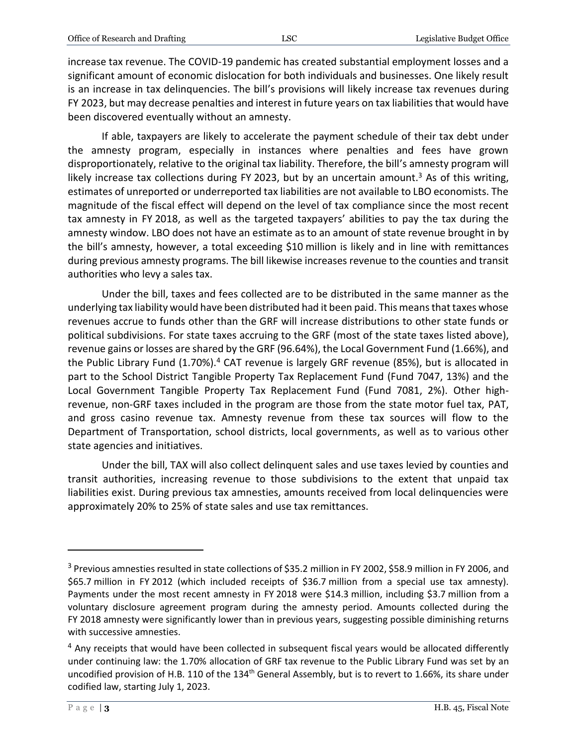increase tax revenue. The COVID-19 pandemic has created substantial employment losses and a significant amount of economic dislocation for both individuals and businesses. One likely result is an increase in tax delinquencies. The bill's provisions will likely increase tax revenues during FY 2023, but may decrease penalties and interest in future years on tax liabilities that would have been discovered eventually without an amnesty.

If able, taxpayers are likely to accelerate the payment schedule of their tax debt under the amnesty program, especially in instances where penalties and fees have grown disproportionately, relative to the original tax liability. Therefore, the bill's amnesty program will likely increase tax collections during FY 2023, but by an uncertain amount.[3] As of this writing, estimates of unreported or underreported tax liabilities are not available to LBO economists. The magnitude of the fiscal effect will depend on the level of tax compliance since the most recent tax amnesty in FY 2018, as well as the targeted taxpayers' abilities to pay the tax during the amnesty window. LBO does not have an estimate as to an amount of state revenue brought in by the bill's amnesty, however, a total exceeding $10 million is likely and in line with remittances during previous amnesty programs. The bill likewise increases revenue to the counties and transit authorities who levy a sales tax.

Under the bill, taxes and fees collected are to be distributed in the same manner as the underlying tax liability would have been distributed had it been paid. This means that taxes whose revenues accrue to funds other than the GRF will increase distributions to other state funds or political subdivisions. For state taxes accruing to the GRF (most of the state taxes listed above), revenue gains or losses are shared by the GRF (96.64%), the Local Government Fund (1.66%), and the Public Library Fund (1.70%).[4] CAT revenue is largely GRF revenue (85%), but is allocated in part to the School District Tangible Property Tax Replacement Fund (Fund 7047, 13%) and the Local Government Tangible Property Tax Replacement Fund (Fund 7081, 2%). Other high-revenue, non-GRF taxes included in the program are those from the state motor fuel tax, PAT, and gross casino revenue tax. Amnesty revenue from these tax sources will flow to the Department of Transportation, school districts, local governments, as well as to various other state agencies and initiatives.

Under the bill, TAX will also collect delinquent sales and use taxes levied by counties and transit authorities, increasing revenue to those subdivisions to the extent that unpaid tax liabilities exist. During previous tax amnesties, amounts received from local delinquencies were approximately 20% to 25% of state sales and use tax remittances.

---

[3] Previous amnesties resulted in state collections of $35.2 million in FY 2002, $58.9 million in FY 2006, and $65.7 million in FY 2012 (which included receipts of $36.7 million from a special use tax amnesty). Payments under the most recent amnesty in FY 2018 were $14.3 million, including $3.7 million from a voluntary disclosure agreement program during the amnesty period. Amounts collected during the FY 2018 amnesty were significantly lower than in previous years, suggesting possible diminishing returns with successive amnesties.

[4] Any receipts that would have been collected in subsequent fiscal years would be allocated differently under continuing law: the 1.70% allocation of GRF tax revenue to the Public Library Fund was set by an uncodified provision of H.B. 110 of the 134th General Assembly, but is to revert to 1.66%, its share under codified law, starting July 1, 2023.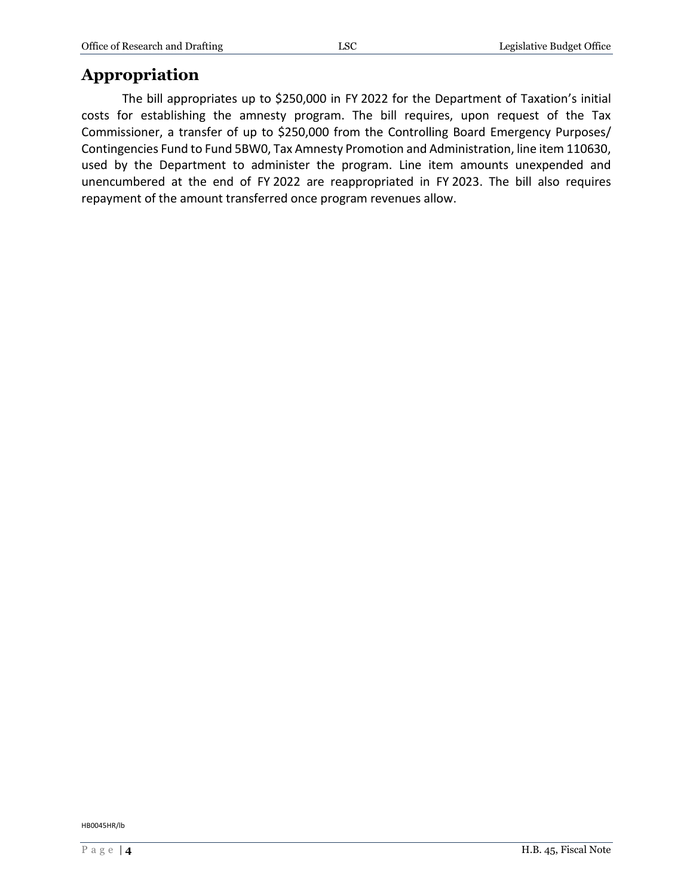## Appropriation

The bill appropriates up to $250,000 in FY 2022 for the Department of Taxation's initial costs for establishing the amnesty program. The bill requires, upon request of the Tax Commissioner, a transfer of up to $250,000 from the Controlling Board Emergency Purposes/ Contingencies Fund to Fund 5BW0, Tax Amnesty Promotion and Administration, line item 110630, used by the Department to administer the program. Line item amounts unexpended and unencumbered at the end of FY 2022 are reappropriated in FY 2023. The bill also requires repayment of the amount transferred once program revenues allow.

HB0045HR/lb